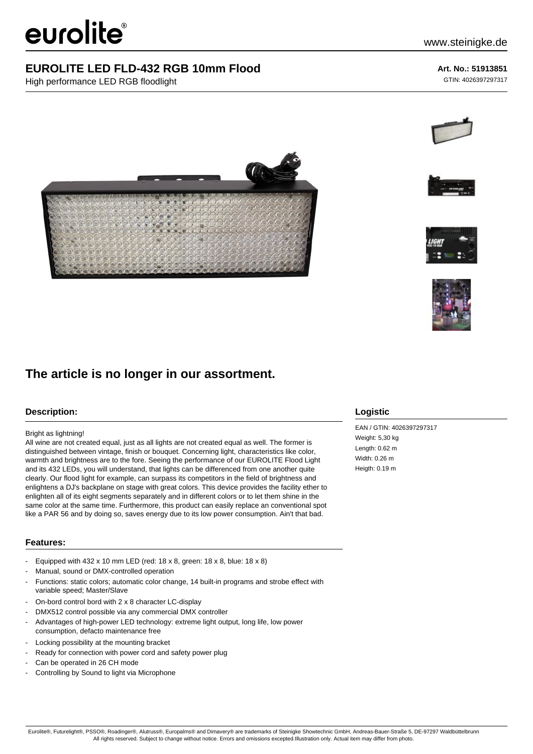eurolite®

www.steinigke.de

# EUROLITE LED FLD-432 RGB 10mm Flood

High performance LED RGB floodlight

**Art. No.: 51913851**

GTIN: 4026397297317

## The article is no longer in our assortment.

### Description:

Bright as lightning!

All wine are not created equal, just as all lights are not created equal as well. The former is distinguished between vintage, finish or bouquet. Concerning light, characteristics like color, warmth and brightness are to the fore. Seeing the performance of our EUROLITE Flood Light and its 432 LEDs, you will understand, that lights can be differenced from one another quite clearly. Our flood light for example, can surpass its competitors in the field of brightness and enlightens a DJ's backplane on stage with great colors. This device provides the facility ether to enlighten all of its eight segments separately and in different colors or to let them shine in the same color at the same time. Furthermore, this product can easily replace an conventional spot like a PAR 56 and by doing so, saves energy due to its low power consumption. Ain't that bad.

### Features:

- Equipped with 432 x 10 mm LED (red: 18 x 8, green: 18 x 8, blue: 18 x 8)
- Manual, sound or DMX-controlled operation
- Functions: static colors; automatic color change, 14 built-in programs and strobe effect with variable speed; Master/Slave
- On-bord control bord with 2 x 8 character LC-display
- DMX512 control possible via any commercial DMX controller
- Advantages of high-power LED technology: extreme light output, long life, low power consumption, defacto maintenance free
- Locking possibility at the mounting bracket
- Ready for connection with power cord and safety power plug
- Can be operated in 26 CH mode
- Controlling by Sound to light via Microphone

### Logistic

EAN / GTIN: 4026397297317

Weight: 5,30 kg

Length: 0.62 m

Width: 0.26 m

Heigth: 0.19 m

Eurolite®, Futurelight®, PSSO®, Roadinger®, Alutruss®, Europalms® and Dimavery® are trademarks of Steinigke Showtechnic GmbH, Andreas-Bauer-Straße 5, DE-97297 Waldbüttelbrunn
All rights reserved. Subject to change without notice. Errors and omissions excepted.Illustration only. Actual item may differ from photo.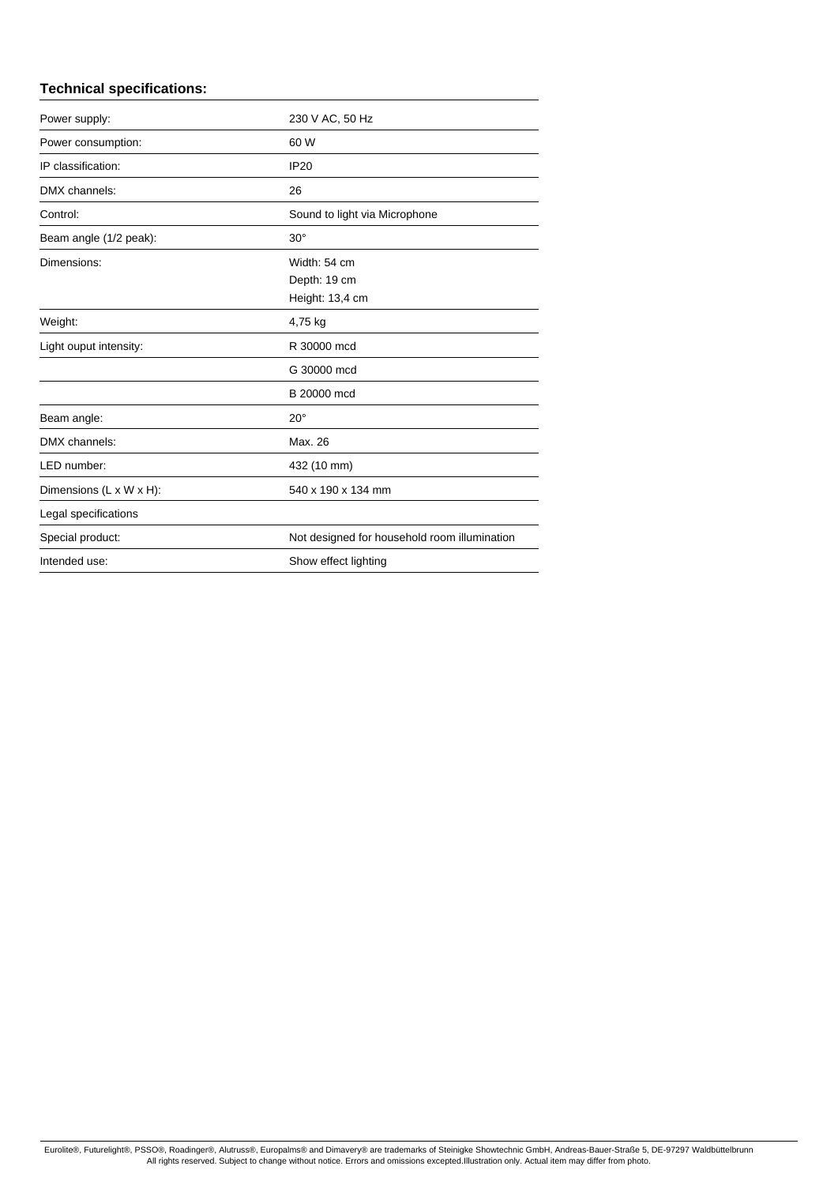### Technical specifications:

| | |
|---|---|
| Power supply: | 230 V AC, 50 Hz |
| Power consumption: | 60 W |
| IP classification: | IP20 |
| DMX channels: | 26 |
| Control: | Sound to light via Microphone |
| Beam angle (1/2 peak): | 30° |
| Dimensions: | Width: 54 cm<br>Depth: 19 cm<br>Height: 13,4 cm |
| Weight: | 4,75 kg |
| Light ouput intensity: | R 30000 mcd |
| | G 30000 mcd |
| | B 20000 mcd |
| Beam angle: | 20° |
| DMX channels: | Max. 26 |
| LED number: | 432 (10 mm) |
| Dimensions (L x W x H): | 540 x 190 x 134 mm |
| Legal specifications | |
| Special product: | Not designed for household room illumination |
| Intended use: | Show effect lighting |

Eurolite®, Futurelight®, PSSO®, Roadinger®, Alutruss®, Europalms® and Dimavery® are trademarks of Steinigke Showtechnic GmbH, Andreas-Bauer-Straße 5, DE-97297 Waldbüttelbrunn
All rights reserved. Subject to change without notice. Errors and omissions excepted.Illustration only. Actual item may differ from photo.